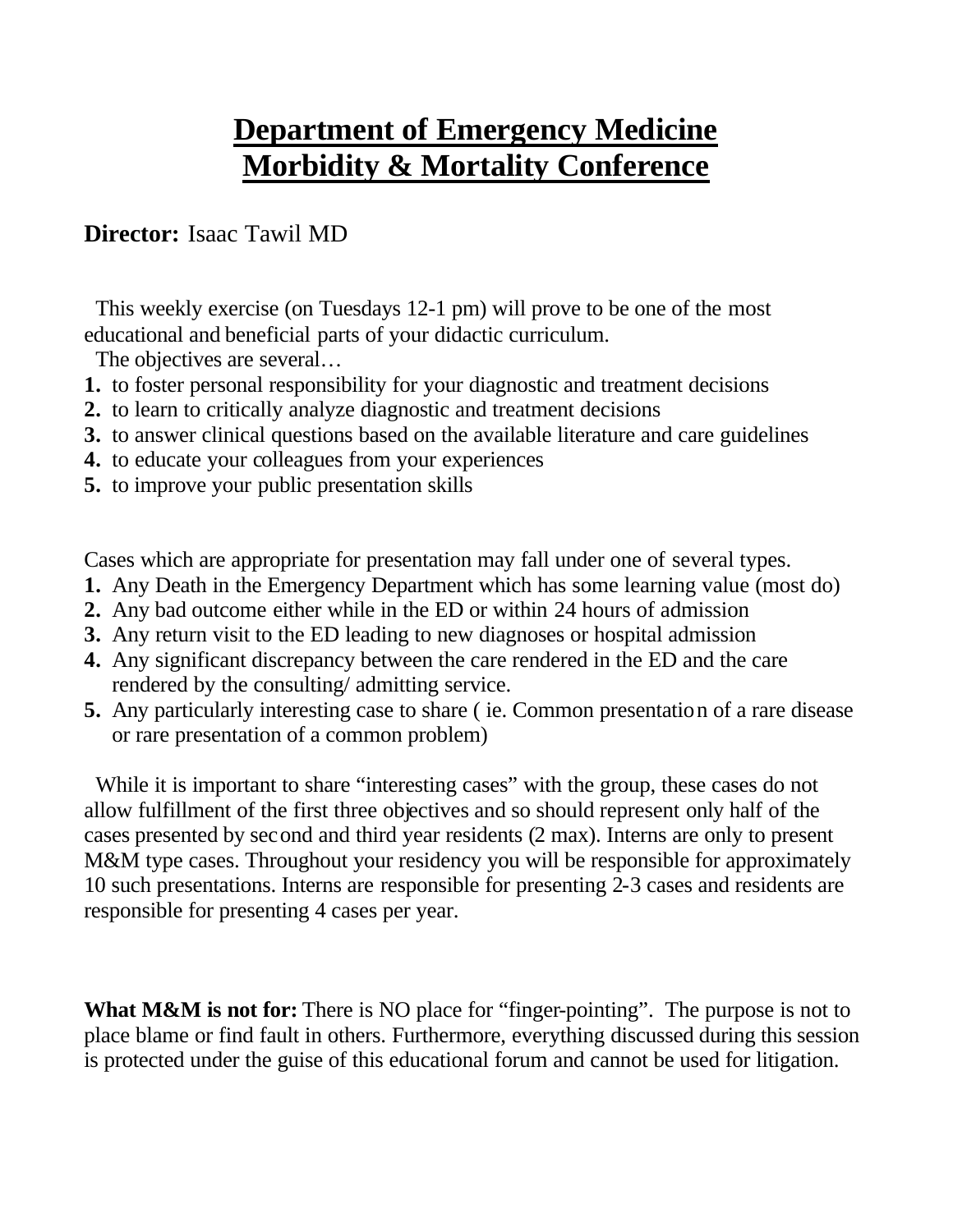# Department of Emergency Medicine
# Morbidity & Mortality Conference

**Director:** Isaac Tawil MD

This weekly exercise (on Tuesdays 12-1 pm) will prove to be one of the most educational and beneficial parts of your didactic curriculum.

The objectives are several…

1. to foster personal responsibility for your diagnostic and treatment decisions
2. to learn to critically analyze diagnostic and treatment decisions
3. to answer clinical questions based on the available literature and care guidelines
4. to educate your colleagues from your experiences
5. to improve your public presentation skills

Cases which are appropriate for presentation may fall under one of several types.

1. Any Death in the Emergency Department which has some learning value (most do)
2. Any bad outcome either while in the ED or within 24 hours of admission
3. Any return visit to the ED leading to new diagnoses or hospital admission
4. Any significant discrepancy between the care rendered in the ED and the care rendered by the consulting/ admitting service.
5. Any particularly interesting case to share ( ie. Common presentation of a rare disease or rare presentation of a common problem)

While it is important to share "interesting cases" with the group, these cases do not allow fulfillment of the first three objectives and so should represent only half of the cases presented by second and third year residents (2 max). Interns are only to present M&M type cases. Throughout your residency you will be responsible for approximately 10 such presentations. Interns are responsible for presenting 2-3 cases and residents are responsible for presenting 4 cases per year.

**What M&M is not for:** There is NO place for "finger-pointing". The purpose is not to place blame or find fault in others. Furthermore, everything discussed during this session is protected under the guise of this educational forum and cannot be used for litigation.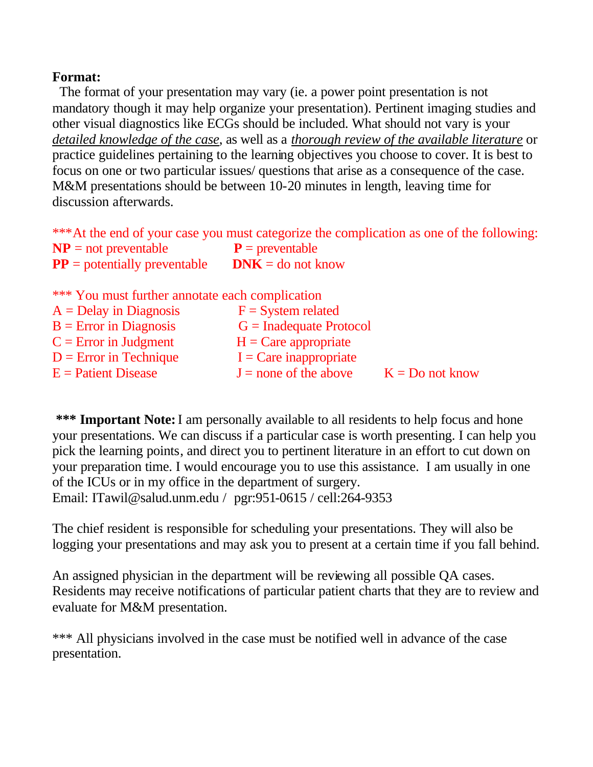**Format:**

The format of your presentation may vary (ie. a power point presentation is not mandatory though it may help organize your presentation). Pertinent imaging studies and other visual diagnostics like ECGs should be included. What should not vary is your *detailed knowledge of the case*, as well as a *thorough review of the available literature* or practice guidelines pertaining to the learning objectives you choose to cover. It is best to focus on one or two particular issues/ questions that arise as a consequence of the case. M&M presentations should be between 10-20 minutes in length, leaving time for discussion afterwards.

***At the end of your case you must categorize the complication as one of the following:

**NP** = not preventable　　**P** = preventable
**PP** = potentially preventable　　**DNK** = do not know

*** You must further annotate each complication

A = Delay in Diagnosis　　F = System related
B = Error in Diagnosis　　G = Inadequate Protocol
C = Error in Judgment　　H = Care appropriate
D = Error in Technique　　I = Care inappropriate
E = Patient Disease　　J = none of the above　　K = Do not know

**\*\*\* Important Note:** I am personally available to all residents to help focus and hone your presentations. We can discuss if a particular case is worth presenting. I can help you pick the learning points, and direct you to pertinent literature in an effort to cut down on your preparation time. I would encourage you to use this assistance. I am usually in one of the ICUs or in my office in the department of surgery.
Email: ITawil@salud.unm.edu / pgr:951-0615 / cell:264-9353

The chief resident is responsible for scheduling your presentations. They will also be logging your presentations and may ask you to present at a certain time if you fall behind.

An assigned physician in the department will be reviewing all possible QA cases. Residents may receive notifications of particular patient charts that they are to review and evaluate for M&M presentation.

*** All physicians involved in the case must be notified well in advance of the case presentation.